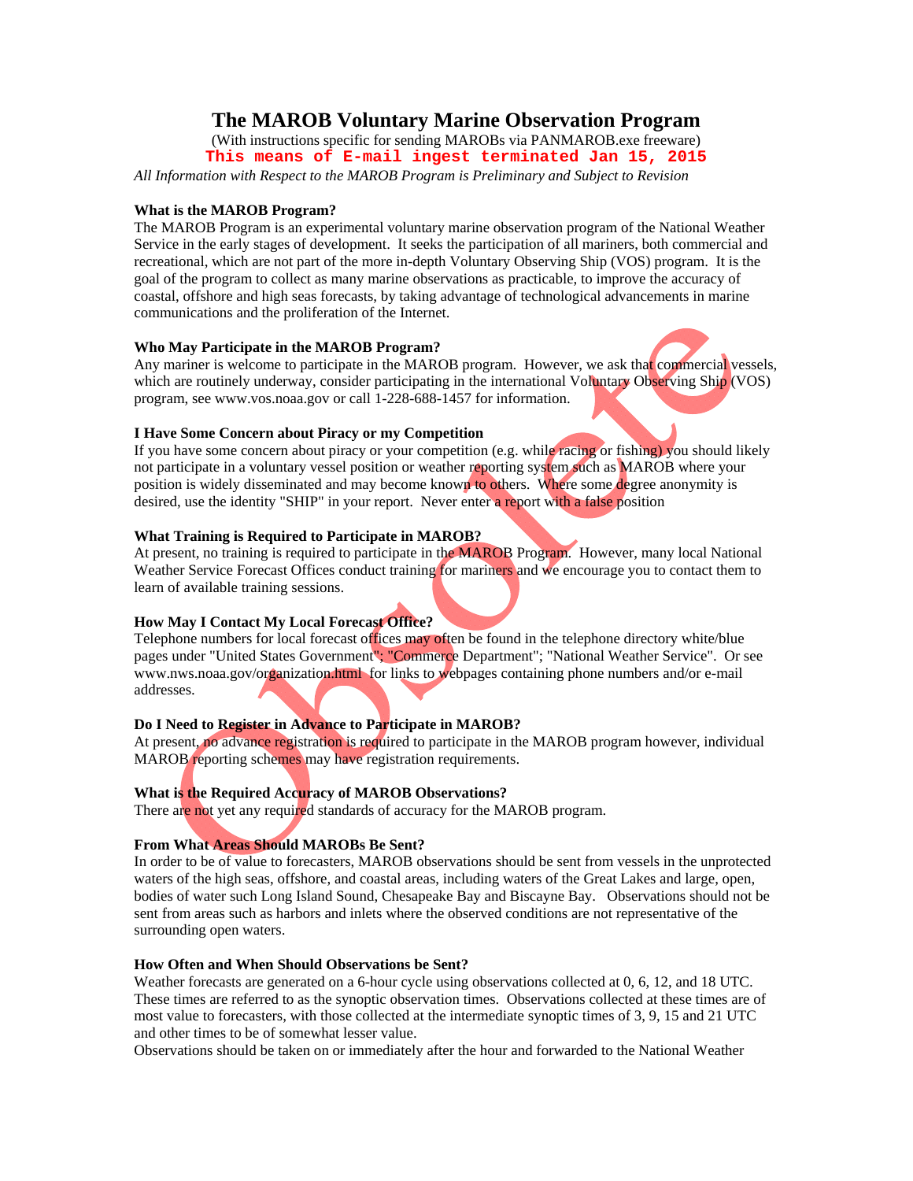# The MAROB Voluntary Marine Observation Program

(With instructions specific for sending MAROBs via PANMAROB.exe freeware)

**This means of E-mail ingest terminated Jan 15, 2015**

*All Information with Respect to the MAROB Program is Preliminary and Subject to Revision*

Obsolete

### What is the MAROB Program?

The MAROB Program is an experimental voluntary marine observation program of the National Weather Service in the early stages of development. It seeks the participation of all mariners, both commercial and recreational, which are not part of the more in-depth Voluntary Observing Ship (VOS) program. It is the goal of the program to collect as many marine observations as practicable, to improve the accuracy of coastal, offshore and high seas forecasts, by taking advantage of technological advancements in marine communications and the proliferation of the Internet.

### Who May Participate in the MAROB Program?

Any mariner is welcome to participate in the MAROB program. However, we ask that commercial vessels, which are routinely underway, consider participating in the international Voluntary Observing Ship (VOS) program, see www.vos.noaa.gov or call 1-228-688-1457 for information.

### I Have Some Concern about Piracy or my Competition

If you have some concern about piracy or your competition (e.g. while racing or fishing) you should likely not participate in a voluntary vessel position or weather reporting system such as MAROB where your position is widely disseminated and may become known to others. Where some degree anonymity is desired, use the identity "SHIP" in your report. Never enter a report with a false position

### What Training is Required to Participate in MAROB?

At present, no training is required to participate in the MAROB Program. However, many local National Weather Service Forecast Offices conduct training for mariners and we encourage you to contact them to learn of available training sessions.

### How May I Contact My Local Forecast Office?

Telephone numbers for local forecast offices may often be found in the telephone directory white/blue pages under "United States Government"; "Commerce Department"; "National Weather Service". Or see www.nws.noaa.gov/organization.html for links to webpages containing phone numbers and/or e-mail addresses.

### Do I Need to Register in Advance to Participate in MAROB?

At present, no advance registration is required to participate in the MAROB program however, individual MAROB reporting schemes may have registration requirements.

### What is the Required Accuracy of MAROB Observations?

There are not yet any required standards of accuracy for the MAROB program.

### From What Areas Should MAROBs Be Sent?

In order to be of value to forecasters, MAROB observations should be sent from vessels in the unprotected waters of the high seas, offshore, and coastal areas, including waters of the Great Lakes and large, open, bodies of water such Long Island Sound, Chesapeake Bay and Biscayne Bay. Observations should not be sent from areas such as harbors and inlets where the observed conditions are not representative of the surrounding open waters.

### How Often and When Should Observations be Sent?

Weather forecasts are generated on a 6-hour cycle using observations collected at 0, 6, 12, and 18 UTC. These times are referred to as the synoptic observation times. Observations collected at these times are of most value to forecasters, with those collected at the intermediate synoptic times of 3, 9, 15 and 21 UTC and other times to be of somewhat lesser value.

Observations should be taken on or immediately after the hour and forwarded to the National Weather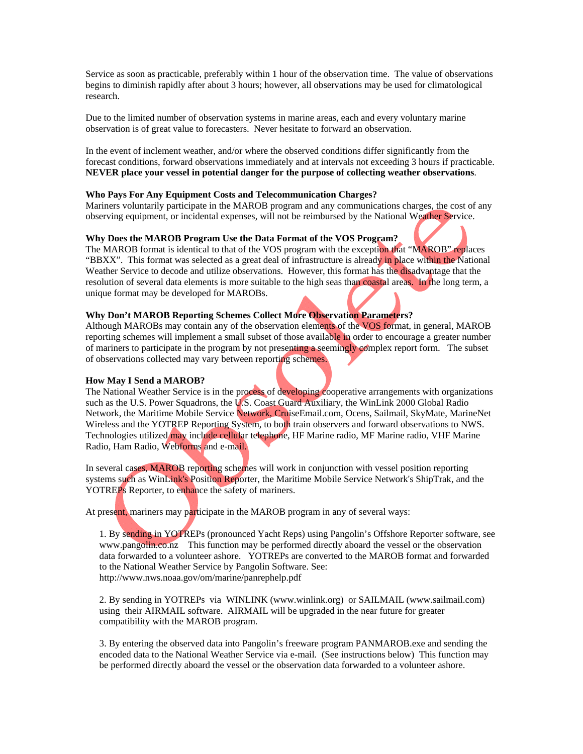Service as soon as practicable, preferably within 1 hour of the observation time. The value of observations begins to diminish rapidly after about 3 hours; however, all observations may be used for climatological research.

Due to the limited number of observation systems in marine areas, each and every voluntary marine observation is of great value to forecasters. Never hesitate to forward an observation.

In the event of inclement weather, and/or where the observed conditions differ significantly from the forecast conditions, forward observations immediately and at intervals not exceeding 3 hours if practicable. **NEVER place your vessel in potential danger for the purpose of collecting weather observations**.

**Who Pays For Any Equipment Costs and Telecommunication Charges?**

Mariners voluntarily participate in the MAROB program and any communications charges, the cost of any observing equipment, or incidental expenses, will not be reimbursed by the National Weather Service.

**Why Does the MAROB Program Use the Data Format of the VOS Program?**

The MAROB format is identical to that of the VOS program with the exception that "MAROB" replaces "BBXX". This format was selected as a great deal of infrastructure is already in place within the National Weather Service to decode and utilize observations. However, this format has the disadvantage that the resolution of several data elements is more suitable to the high seas than coastal areas. In the long term, a unique format may be developed for MAROBs.

**Why Don't MAROB Reporting Schemes Collect More Observation Parameters?**

Although MAROBs may contain any of the observation elements of the VOS format, in general, MAROB reporting schemes will implement a small subset of those available in order to encourage a greater number of mariners to participate in the program by not presenting a seemingly complex report form. The subset of observations collected may vary between reporting schemes.

**How May I Send a MAROB?**

The National Weather Service is in the process of developing cooperative arrangements with organizations such as the U.S. Power Squadrons, the U.S. Coast Guard Auxiliary, the WinLink 2000 Global Radio Network, the Maritime Mobile Service Network, CruiseEmail.com, Ocens, Sailmail, SkyMate, MarineNet Wireless and the YOTREP Reporting System, to both train observers and forward observations to NWS. Technologies utilized may include cellular telephone, HF Marine radio, MF Marine radio, VHF Marine Radio, Ham Radio, Webforms and e-mail.

In several cases, MAROB reporting schemes will work in conjunction with vessel position reporting systems such as WinLink's Position Reporter, the Maritime Mobile Service Network's ShipTrak, and the YOTREPs Reporter, to enhance the safety of mariners.

At present, mariners may participate in the MAROB program in any of several ways:

1. By sending in YOTREPs (pronounced Yacht Reps) using Pangolin's Offshore Reporter software, see www.pangolin.co.nz This function may be performed directly aboard the vessel or the observation data forwarded to a volunteer ashore. YOTREPs are converted to the MAROB format and forwarded to the National Weather Service by Pangolin Software. See: http://www.nws.noaa.gov/om/marine/panrephelp.pdf

2. By sending in YOTREPs via WINLINK (www.winlink.org) or SAILMAIL (www.sailmail.com) using their AIRMAIL software. AIRMAIL will be upgraded in the near future for greater compatibility with the MAROB program.

3. By entering the observed data into Pangolin's freeware program PANMAROB.exe and sending the encoded data to the National Weather Service via e-mail. (See instructions below) This function may be performed directly aboard the vessel or the observation data forwarded to a volunteer ashore.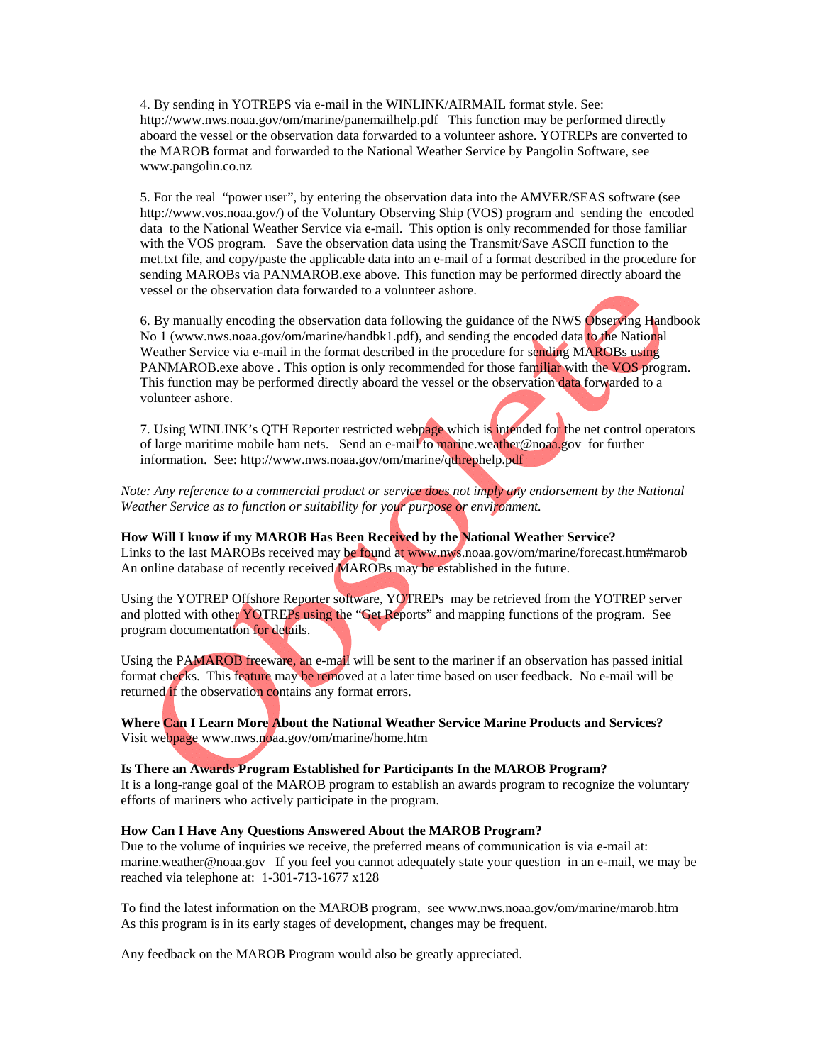4. By sending in YOTREPS via e-mail in the WINLINK/AIRMAIL format style. See: http://www.nws.noaa.gov/om/marine/panemailhelp.pdf This function may be performed directly aboard the vessel or the observation data forwarded to a volunteer ashore. YOTREPs are converted to the MAROB format and forwarded to the National Weather Service by Pangolin Software, see www.pangolin.co.nz

5. For the real "power user", by entering the observation data into the AMVER/SEAS software (see http://www.vos.noaa.gov/) of the Voluntary Observing Ship (VOS) program and sending the encoded data to the National Weather Service via e-mail. This option is only recommended for those familiar with the VOS program. Save the observation data using the Transmit/Save ASCII function to the met.txt file, and copy/paste the applicable data into an e-mail of a format described in the procedure for sending MAROBs via PANMAROB.exe above. This function may be performed directly aboard the vessel or the observation data forwarded to a volunteer ashore.

6. By manually encoding the observation data following the guidance of the NWS Observing Handbook No 1 (www.nws.noaa.gov/om/marine/handbk1.pdf), and sending the encoded data to the National Weather Service via e-mail in the format described in the procedure for sending MAROBs using PANMAROB.exe above . This option is only recommended for those familiar with the VOS program. This function may be performed directly aboard the vessel or the observation data forwarded to a volunteer ashore.

7. Using WINLINK's QTH Reporter restricted webpage which is intended for the net control operators of large maritime mobile ham nets. Send an e-mail to marine.weather@noaa.gov for further information. See: http://www.nws.noaa.gov/om/marine/qthrephelp.pdf

*Note: Any reference to a commercial product or service does not imply any endorsement by the National Weather Service as to function or suitability for your purpose or environment.*

**How Will I know if my MAROB Has Been Received by the National Weather Service?**
Links to the last MAROBs received may be found at www.nws.noaa.gov/om/marine/forecast.htm#marob An online database of recently received MAROBs may be established in the future.

Using the YOTREP Offshore Reporter software, YOTREPs may be retrieved from the YOTREP server and plotted with other YOTREPs using the "Get Reports" and mapping functions of the program. See program documentation for details.

Using the PAMAROB freeware, an e-mail will be sent to the mariner if an observation has passed initial format checks. This feature may be removed at a later time based on user feedback. No e-mail will be returned if the observation contains any format errors.

**Where Can I Learn More About the National Weather Service Marine Products and Services?**
Visit webpage www.nws.noaa.gov/om/marine/home.htm

**Is There an Awards Program Established for Participants In the MAROB Program?**
It is a long-range goal of the MAROB program to establish an awards program to recognize the voluntary efforts of mariners who actively participate in the program.

**How Can I Have Any Questions Answered About the MAROB Program?**
Due to the volume of inquiries we receive, the preferred means of communication is via e-mail at: marine.weather@noaa.gov If you feel you cannot adequately state your question in an e-mail, we may be reached via telephone at: 1-301-713-1677 x128

To find the latest information on the MAROB program, see www.nws.noaa.gov/om/marine/marob.htm As this program is in its early stages of development, changes may be frequent.

Any feedback on the MAROB Program would also be greatly appreciated.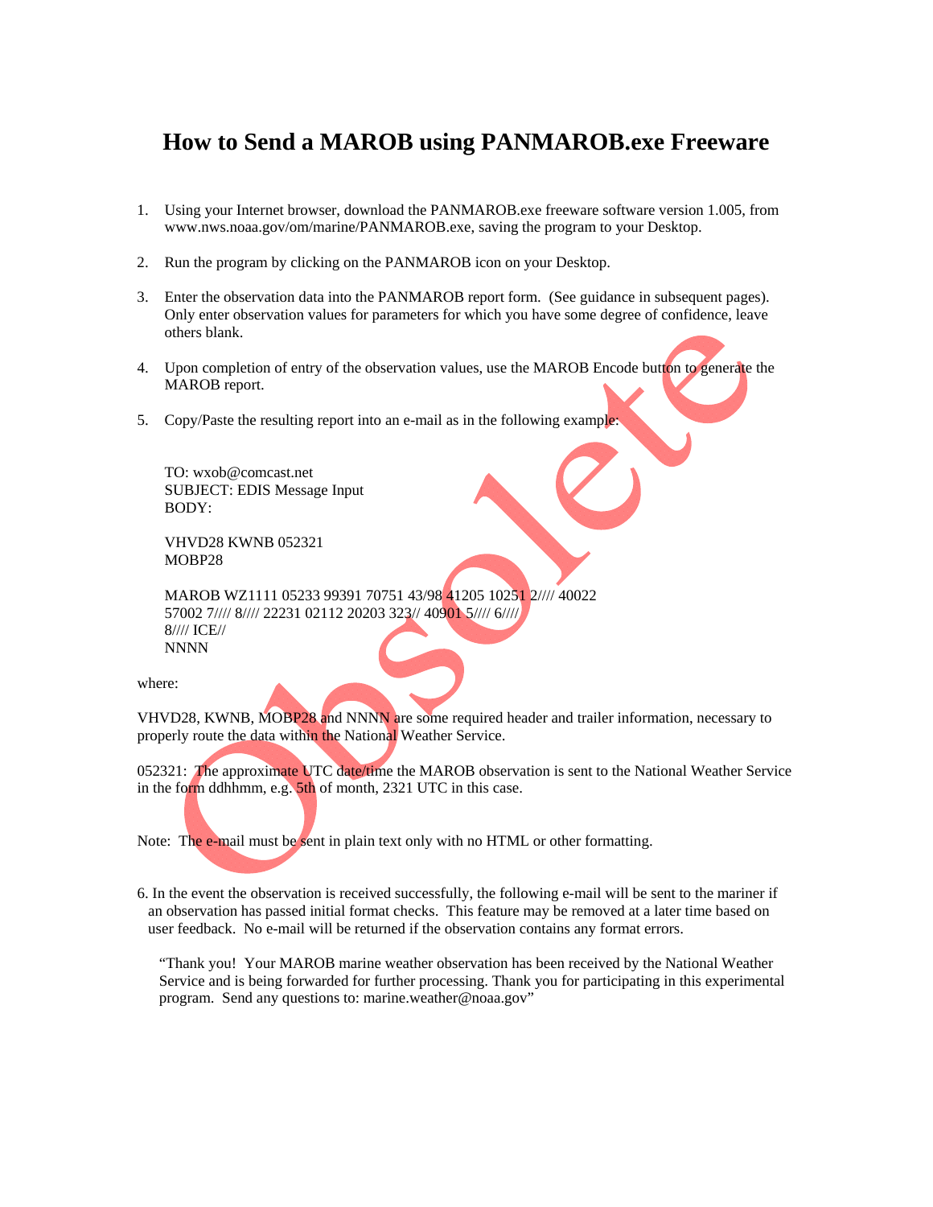# How to Send a MAROB using PANMAROB.exe Freeware

1. Using your Internet browser, download the PANMAROB.exe freeware software version 1.005, from www.nws.noaa.gov/om/marine/PANMAROB.exe, saving the program to your Desktop.

2. Run the program by clicking on the PANMAROB icon on your Desktop.

3. Enter the observation data into the PANMAROB report form. (See guidance in subsequent pages). Only enter observation values for parameters for which you have some degree of confidence, leave others blank.

4. Upon completion of entry of the observation values, use the MAROB Encode button to generate the MAROB report.

5. Copy/Paste the resulting report into an e-mail as in the following example:

```
TO: wxob@comcast.net
SUBJECT: EDIS Message Input
BODY:

VHVD28 KWNB 052321
MOBP28

MAROB WZ1111 05233 99391 70751 43/98 41205 10251 2//// 40022
57002 7//// 8//// 22231 02112 20203 323// 40901 5//// 6////
8//// ICE//
NNNN
```

where:

VHVD28, KWNB, MOBP28 and NNNN are some required header and trailer information, necessary to properly route the data within the National Weather Service.

052321: The approximate UTC date/time the MAROB observation is sent to the National Weather Service in the form ddhhmm, e.g. 5th of month, 2321 UTC in this case.

Note: The e-mail must be sent in plain text only with no HTML or other formatting.

6. In the event the observation is received successfully, the following e-mail will be sent to the mariner if an observation has passed initial format checks. This feature may be removed at a later time based on user feedback. No e-mail will be returned if the observation contains any format errors.

   "Thank you! Your MAROB marine weather observation has been received by the National Weather Service and is being forwarded for further processing. Thank you for participating in this experimental program. Send any questions to: marine.weather@noaa.gov"

Obsolete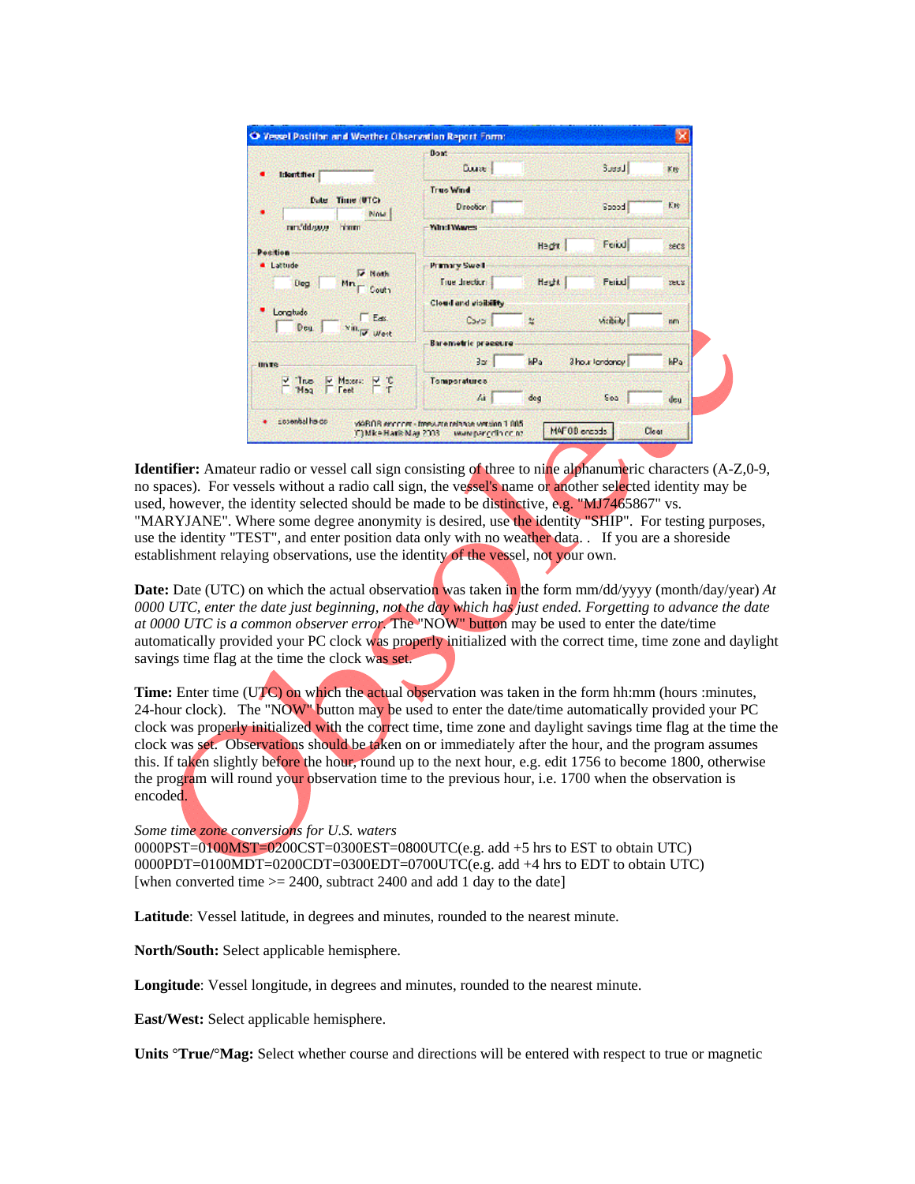**Identifier:** Amateur radio or vessel call sign consisting of three to nine alphanumeric characters (A-Z,0-9, no spaces). For vessels without a radio call sign, the vessel's name or another selected identity may be used, however, the identity selected should be made to be distinctive, e.g. "MJ7465867" vs. "MARYJANE". Where some degree anonymity is desired, use the identity "SHIP". For testing purposes, use the identity "TEST", and enter position data only with no weather data. . If you are a shoreside establishment relaying observations, use the identity of the vessel, not your own.

**Date:** Date (UTC) on which the actual observation was taken in the form mm/dd/yyyy (month/day/year) *At 0000 UTC, enter the date just beginning, not the day which has just ended. Forgetting to advance the date at 0000 UTC is a common observer error.* The "NOW" button may be used to enter the date/time automatically provided your PC clock was properly initialized with the correct time, time zone and daylight savings time flag at the time the clock was set.

**Time:** Enter time (UTC) on which the actual observation was taken in the form hh:mm (hours :minutes, 24-hour clock). The "NOW" button may be used to enter the date/time automatically provided your PC clock was properly initialized with the correct time, time zone and daylight savings time flag at the time the clock was set. Observations should be taken on or immediately after the hour, and the program assumes this. If taken slightly before the hour, round up to the next hour, e.g. edit 1756 to become 1800, otherwise the program will round your observation time to the previous hour, i.e. 1700 when the observation is encoded.

*Some time zone conversions for U.S. waters*
0000PST=0100MST=0200CST=0300EST=0800UTC(e.g. add +5 hrs to EST to obtain UTC)
0000PDT=0100MDT=0200CDT=0300EDT=0700UTC(e.g. add +4 hrs to EDT to obtain UTC)
[when converted time >= 2400, subtract 2400 and add 1 day to the date]

**Latitude**: Vessel latitude, in degrees and minutes, rounded to the nearest minute.

**North/South:** Select applicable hemisphere.

**Longitude**: Vessel longitude, in degrees and minutes, rounded to the nearest minute.

**East/West:** Select applicable hemisphere.

**Units °True/°Mag:** Select whether course and directions will be entered with respect to true or magnetic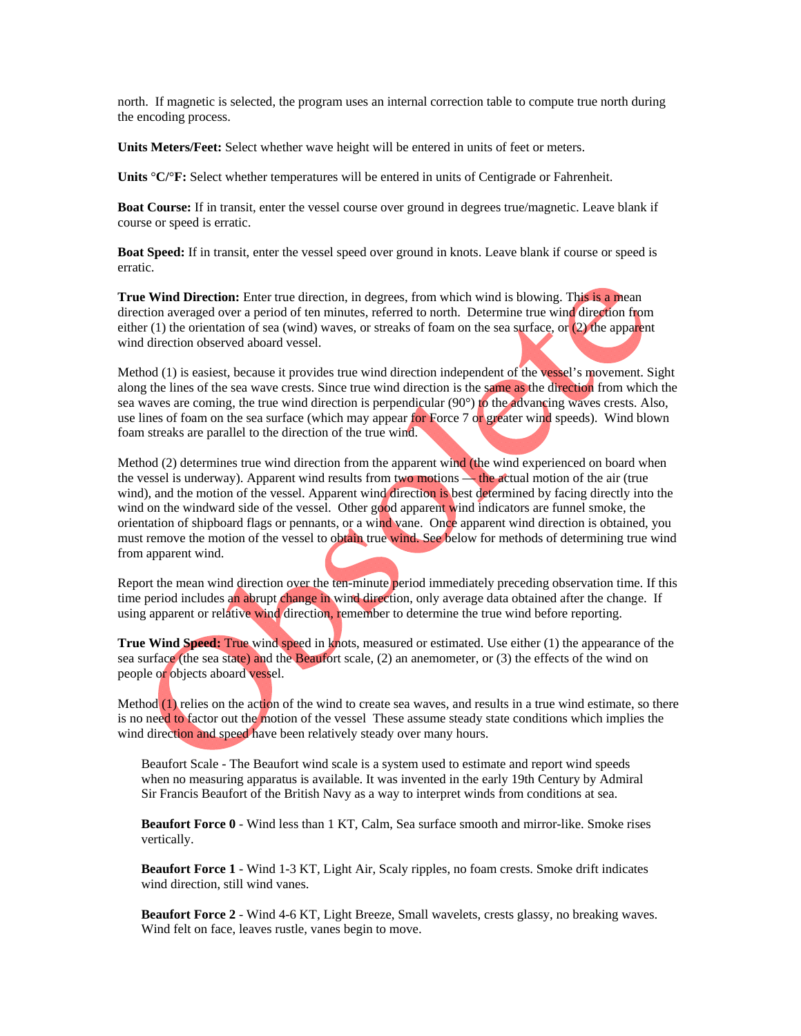north. If magnetic is selected, the program uses an internal correction table to compute true north during the encoding process.

**Units Meters/Feet:** Select whether wave height will be entered in units of feet or meters.

**Units °C/°F:** Select whether temperatures will be entered in units of Centigrade or Fahrenheit.

**Boat Course:** If in transit, enter the vessel course over ground in degrees true/magnetic. Leave blank if course or speed is erratic.

**Boat Speed:** If in transit, enter the vessel speed over ground in knots. Leave blank if course or speed is erratic.

**True Wind Direction:** Enter true direction, in degrees, from which wind is blowing. This is a mean direction averaged over a period of ten minutes, referred to north. Determine true wind direction from either (1) the orientation of sea (wind) waves, or streaks of foam on the sea surface, or (2) the apparent wind direction observed aboard vessel.

Method (1) is easiest, because it provides true wind direction independent of the vessel's movement. Sight along the lines of the sea wave crests. Since true wind direction is the same as the direction from which the sea waves are coming, the true wind direction is perpendicular (90°) to the advancing waves crests. Also, use lines of foam on the sea surface (which may appear for Force 7 or greater wind speeds). Wind blown foam streaks are parallel to the direction of the true wind.

Method (2) determines true wind direction from the apparent wind (the wind experienced on board when the vessel is underway). Apparent wind results from two motions — the actual motion of the air (true wind), and the motion of the vessel. Apparent wind direction is best determined by facing directly into the wind on the windward side of the vessel. Other good apparent wind indicators are funnel smoke, the orientation of shipboard flags or pennants, or a wind vane. Once apparent wind direction is obtained, you must remove the motion of the vessel to obtain true wind. See below for methods of determining true wind from apparent wind.

Report the mean wind direction over the ten-minute period immediately preceding observation time. If this time period includes an abrupt change in wind direction, only average data obtained after the change. If using apparent or relative wind direction, remember to determine the true wind before reporting.

**True Wind Speed:** True wind speed in knots, measured or estimated. Use either (1) the appearance of the sea surface (the sea state) and the Beaufort scale, (2) an anemometer, or (3) the effects of the wind on people or objects aboard vessel.

Method (1) relies on the action of the wind to create sea waves, and results in a true wind estimate, so there is no need to factor out the motion of the vessel These assume steady state conditions which implies the wind direction and speed have been relatively steady over many hours.

Beaufort Scale - The Beaufort wind scale is a system used to estimate and report wind speeds when no measuring apparatus is available. It was invented in the early 19th Century by Admiral Sir Francis Beaufort of the British Navy as a way to interpret winds from conditions at sea.

**Beaufort Force 0** - Wind less than 1 KT, Calm, Sea surface smooth and mirror-like. Smoke rises vertically.

**Beaufort Force 1** - Wind 1-3 KT, Light Air, Scaly ripples, no foam crests. Smoke drift indicates wind direction, still wind vanes.

**Beaufort Force 2** - Wind 4-6 KT, Light Breeze, Small wavelets, crests glassy, no breaking waves. Wind felt on face, leaves rustle, vanes begin to move.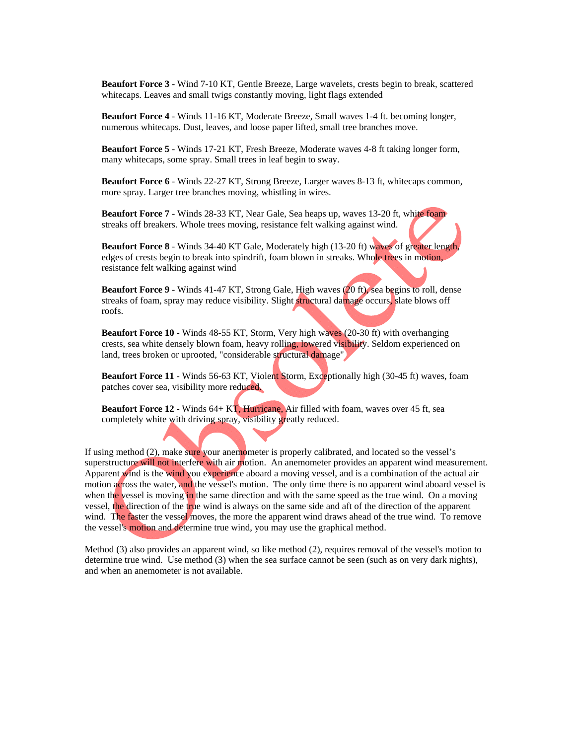**Beaufort Force 3** - Wind 7-10 KT, Gentle Breeze, Large wavelets, crests begin to break, scattered whitecaps. Leaves and small twigs constantly moving, light flags extended

**Beaufort Force 4** - Winds 11-16 KT, Moderate Breeze, Small waves 1-4 ft. becoming longer, numerous whitecaps. Dust, leaves, and loose paper lifted, small tree branches move.

**Beaufort Force 5** - Winds 17-21 KT, Fresh Breeze, Moderate waves 4-8 ft taking longer form, many whitecaps, some spray. Small trees in leaf begin to sway.

**Beaufort Force 6** - Winds 22-27 KT, Strong Breeze, Larger waves 8-13 ft, whitecaps common, more spray. Larger tree branches moving, whistling in wires.

**Beaufort Force 7** - Winds 28-33 KT, Near Gale, Sea heaps up, waves 13-20 ft, white foam streaks off breakers. Whole trees moving, resistance felt walking against wind.

**Beaufort Force 8** - Winds 34-40 KT Gale, Moderately high (13-20 ft) waves of greater length, edges of crests begin to break into spindrift, foam blown in streaks. Whole trees in motion, resistance felt walking against wind

**Beaufort Force 9** - Winds 41-47 KT, Strong Gale, High waves (20 ft), sea begins to roll, dense streaks of foam, spray may reduce visibility. Slight structural damage occurs, slate blows off roofs.

**Beaufort Force 10** - Winds 48-55 KT, Storm, Very high waves (20-30 ft) with overhanging crests, sea white densely blown foam, heavy rolling, lowered visibility. Seldom experienced on land, trees broken or uprooted, "considerable structural damage"

**Beaufort Force 11** - Winds 56-63 KT, Violent Storm, Exceptionally high (30-45 ft) waves, foam patches cover sea, visibility more reduced.

**Beaufort Force 12** - Winds 64+ KT, Hurricane, Air filled with foam, waves over 45 ft, sea completely white with driving spray, visibility greatly reduced.

If using method (2), make sure your anemometer is properly calibrated, and located so the vessel's superstructure will not interfere with air motion. An anemometer provides an apparent wind measurement. Apparent wind is the wind you experience aboard a moving vessel, and is a combination of the actual air motion across the water, and the vessel's motion. The only time there is no apparent wind aboard vessel is when the vessel is moving in the same direction and with the same speed as the true wind. On a moving vessel, the direction of the true wind is always on the same side and aft of the direction of the apparent wind. The faster the vessel moves, the more the apparent wind draws ahead of the true wind. To remove the vessel's motion and determine true wind, you may use the graphical method.

Method (3) also provides an apparent wind, so like method (2), requires removal of the vessel's motion to determine true wind. Use method (3) when the sea surface cannot be seen (such as on very dark nights), and when an anemometer is not available.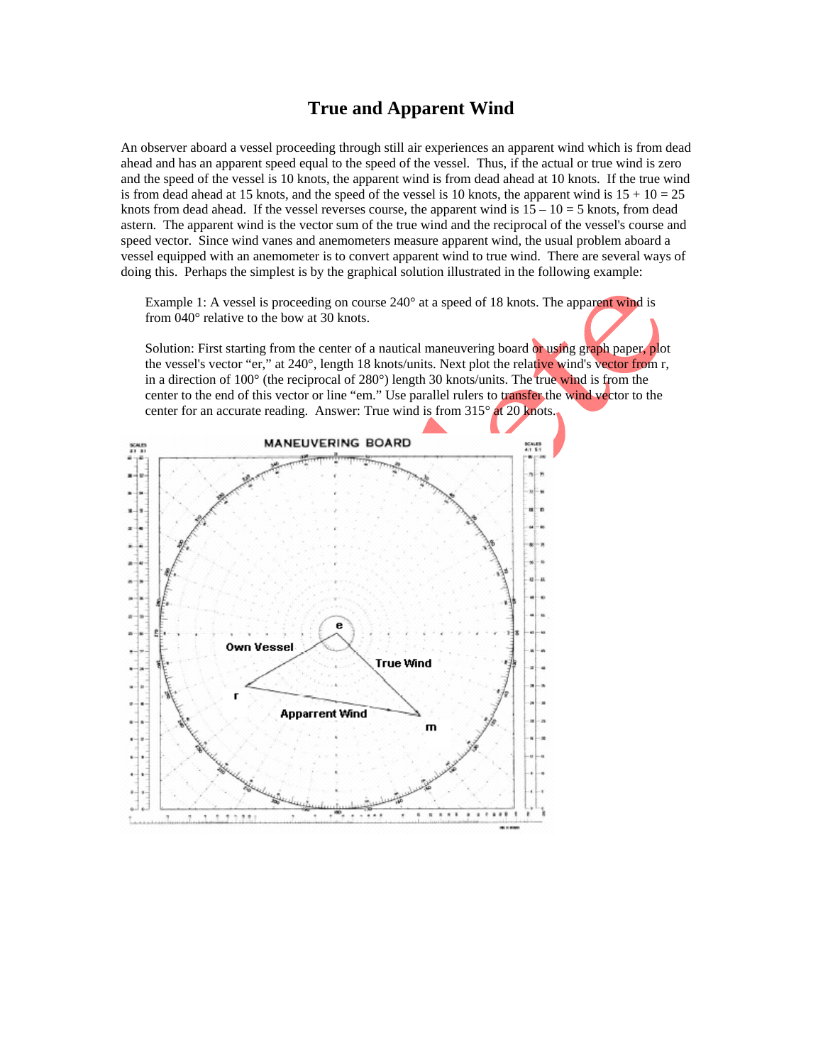# True and Apparent Wind

An observer aboard a vessel proceeding through still air experiences an apparent wind which is from dead ahead and has an apparent speed equal to the speed of the vessel. Thus, if the actual or true wind is zero and the speed of the vessel is 10 knots, the apparent wind is from dead ahead at 10 knots. If the true wind is from dead ahead at 15 knots, and the speed of the vessel is 10 knots, the apparent wind is 15 + 10 = 25 knots from dead ahead. If the vessel reverses course, the apparent wind is 15 – 10 = 5 knots, from dead astern. The apparent wind is the vector sum of the true wind and the reciprocal of the vessel's course and speed vector. Since wind vanes and anemometers measure apparent wind, the usual problem aboard a vessel equipped with an anemometer is to convert apparent wind to true wind. There are several ways of doing this. Perhaps the simplest is by the graphical solution illustrated in the following example:

> Example 1: A vessel is proceeding on course 240° at a speed of 18 knots. The apparent wind is from 040° relative to the bow at 30 knots.
>
> Solution: First starting from the center of a nautical maneuvering board or using graph paper, plot the vessel's vector "er," at 240°, length 18 knots/units. Next plot the relative wind's vector from r, in a direction of 100° (the reciprocal of 280°) length 30 knots/units. The true wind is from the center to the end of this vector or line "em." Use parallel rulers to transfer the wind vector to the center for an accurate reading. Answer: True wind is from 315° at 20 knots.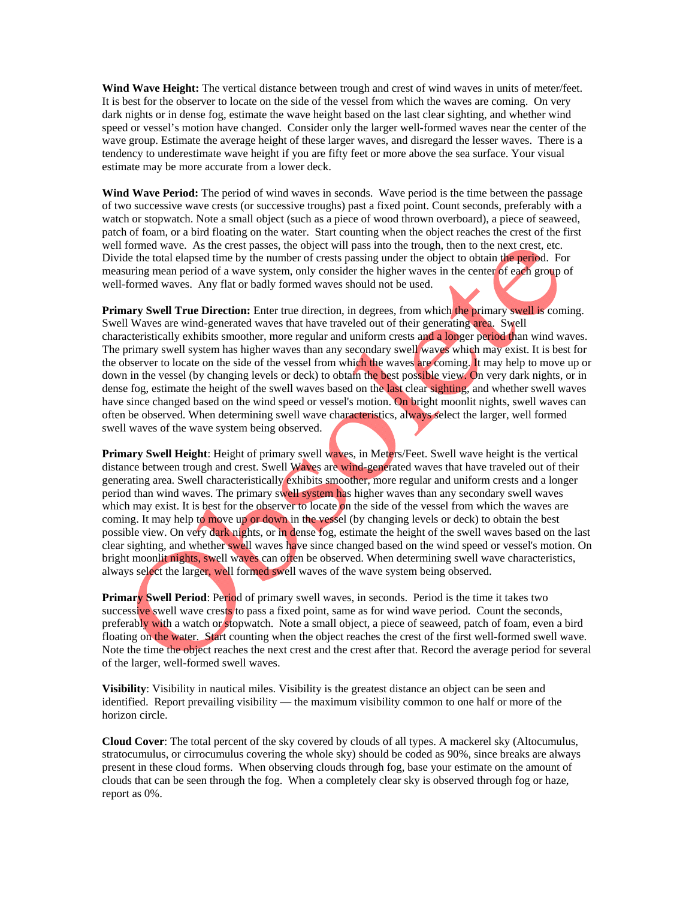**Wind Wave Height:** The vertical distance between trough and crest of wind waves in units of meter/feet. It is best for the observer to locate on the side of the vessel from which the waves are coming. On very dark nights or in dense fog, estimate the wave height based on the last clear sighting, and whether wind speed or vessel's motion have changed. Consider only the larger well-formed waves near the center of the wave group. Estimate the average height of these larger waves, and disregard the lesser waves. There is a tendency to underestimate wave height if you are fifty feet or more above the sea surface. Your visual estimate may be more accurate from a lower deck.

**Wind Wave Period:** The period of wind waves in seconds. Wave period is the time between the passage of two successive wave crests (or successive troughs) past a fixed point. Count seconds, preferably with a watch or stopwatch. Note a small object (such as a piece of wood thrown overboard), a piece of seaweed, patch of foam, or a bird floating on the water. Start counting when the object reaches the crest of the first well formed wave. As the crest passes, the object will pass into the trough, then to the next crest, etc. Divide the total elapsed time by the number of crests passing under the object to obtain the period. For measuring mean period of a wave system, only consider the higher waves in the center of each group of well-formed waves. Any flat or badly formed waves should not be used.

**Primary Swell True Direction:** Enter true direction, in degrees, from which the primary swell is coming. Swell Waves are wind-generated waves that have traveled out of their generating area. Swell characteristically exhibits smoother, more regular and uniform crests and a longer period than wind waves. The primary swell system has higher waves than any secondary swell waves which may exist. It is best for the observer to locate on the side of the vessel from which the waves are coming. It may help to move up or down in the vessel (by changing levels or deck) to obtain the best possible view. On very dark nights, or in dense fog, estimate the height of the swell waves based on the last clear sighting, and whether swell waves have since changed based on the wind speed or vessel's motion. On bright moonlit nights, swell waves can often be observed. When determining swell wave characteristics, always select the larger, well formed swell waves of the wave system being observed.

**Primary Swell Height**: Height of primary swell waves, in Meters/Feet. Swell wave height is the vertical distance between trough and crest. Swell Waves are wind-generated waves that have traveled out of their generating area. Swell characteristically exhibits smoother, more regular and uniform crests and a longer period than wind waves. The primary swell system has higher waves than any secondary swell waves which may exist. It is best for the observer to locate on the side of the vessel from which the waves are coming. It may help to move up or down in the vessel (by changing levels or deck) to obtain the best possible view. On very dark nights, or in dense fog, estimate the height of the swell waves based on the last clear sighting, and whether swell waves have since changed based on the wind speed or vessel's motion. On bright moonlit nights, swell waves can often be observed. When determining swell wave characteristics, always select the larger, well formed swell waves of the wave system being observed.

**Primary Swell Period**: Period of primary swell waves, in seconds. Period is the time it takes two successive swell wave crests to pass a fixed point, same as for wind wave period. Count the seconds, preferably with a watch or stopwatch. Note a small object, a piece of seaweed, patch of foam, even a bird floating on the water. Start counting when the object reaches the crest of the first well-formed swell wave. Note the time the object reaches the next crest and the crest after that. Record the average period for several of the larger, well-formed swell waves.

**Visibility**: Visibility in nautical miles. Visibility is the greatest distance an object can be seen and identified. Report prevailing visibility — the maximum visibility common to one half or more of the horizon circle.

**Cloud Cover**: The total percent of the sky covered by clouds of all types. A mackerel sky (Altocumulus, stratocumulus, or cirrocumulus covering the whole sky) should be coded as 90%, since breaks are always present in these cloud forms. When observing clouds through fog, base your estimate on the amount of clouds that can be seen through the fog. When a completely clear sky is observed through fog or haze, report as 0%.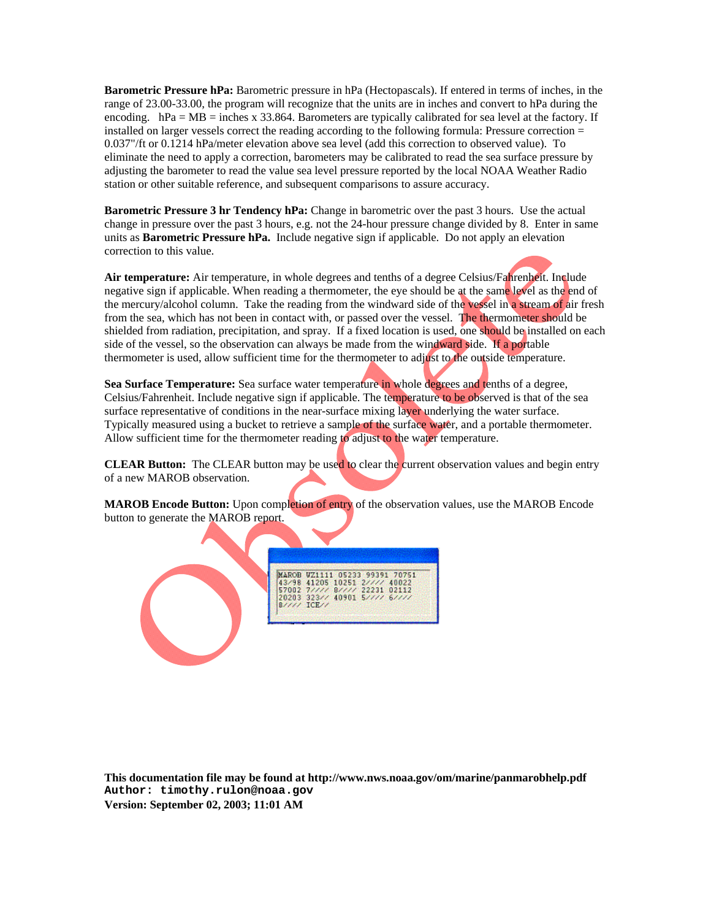**Barometric Pressure hPa:** Barometric pressure in hPa (Hectopascals). If entered in terms of inches, in the range of 23.00-33.00, the program will recognize that the units are in inches and convert to hPa during the encoding. hPa = MB = inches x 33.864. Barometers are typically calibrated for sea level at the factory. If installed on larger vessels correct the reading according to the following formula: Pressure correction = 0.037"/ft or 0.1214 hPa/meter elevation above sea level (add this correction to observed value). To eliminate the need to apply a correction, barometers may be calibrated to read the sea surface pressure by adjusting the barometer to read the value sea level pressure reported by the local NOAA Weather Radio station or other suitable reference, and subsequent comparisons to assure accuracy.

**Barometric Pressure 3 hr Tendency hPa:** Change in barometric over the past 3 hours. Use the actual change in pressure over the past 3 hours, e.g. not the 24-hour pressure change divided by 8. Enter in same units as **Barometric Pressure hPa.** Include negative sign if applicable. Do not apply an elevation correction to this value.

**Air temperature:** Air temperature, in whole degrees and tenths of a degree Celsius/Fahrenheit. Include negative sign if applicable. When reading a thermometer, the eye should be at the same level as the end of the mercury/alcohol column. Take the reading from the windward side of the vessel in a stream of air fresh from the sea, which has not been in contact with, or passed over the vessel. The thermometer should be shielded from radiation, precipitation, and spray. If a fixed location is used, one should be installed on each side of the vessel, so the observation can always be made from the windward side. If a portable thermometer is used, allow sufficient time for the thermometer to adjust to the outside temperature.

**Sea Surface Temperature:** Sea surface water temperature in whole degrees and tenths of a degree, Celsius/Fahrenheit. Include negative sign if applicable. The temperature to be observed is that of the sea surface representative of conditions in the near-surface mixing layer underlying the water surface. Typically measured using a bucket to retrieve a sample of the surface water, and a portable thermometer. Allow sufficient time for the thermometer reading to adjust to the water temperature.

**CLEAR Button:** The CLEAR button may be used to clear the current observation values and begin entry of a new MAROB observation.

**MAROB Encode Button:** Upon completion of entry of the observation values, use the MAROB Encode button to generate the MAROB report.

```
MAROB WZ1111 05233 99391 70751
43/98 41205 10251 2//// 40022
57002 7//// 8//// 22231 02112
20203 323// 40901 5//// 6////
8//// ICE//
```

**This documentation file may be found at http://www.nws.noaa.gov/om/marine/panmarobhelp.pdf**
**Author: timothy.rulon@noaa.gov**
**Version: September 02, 2003; 11:01 AM**